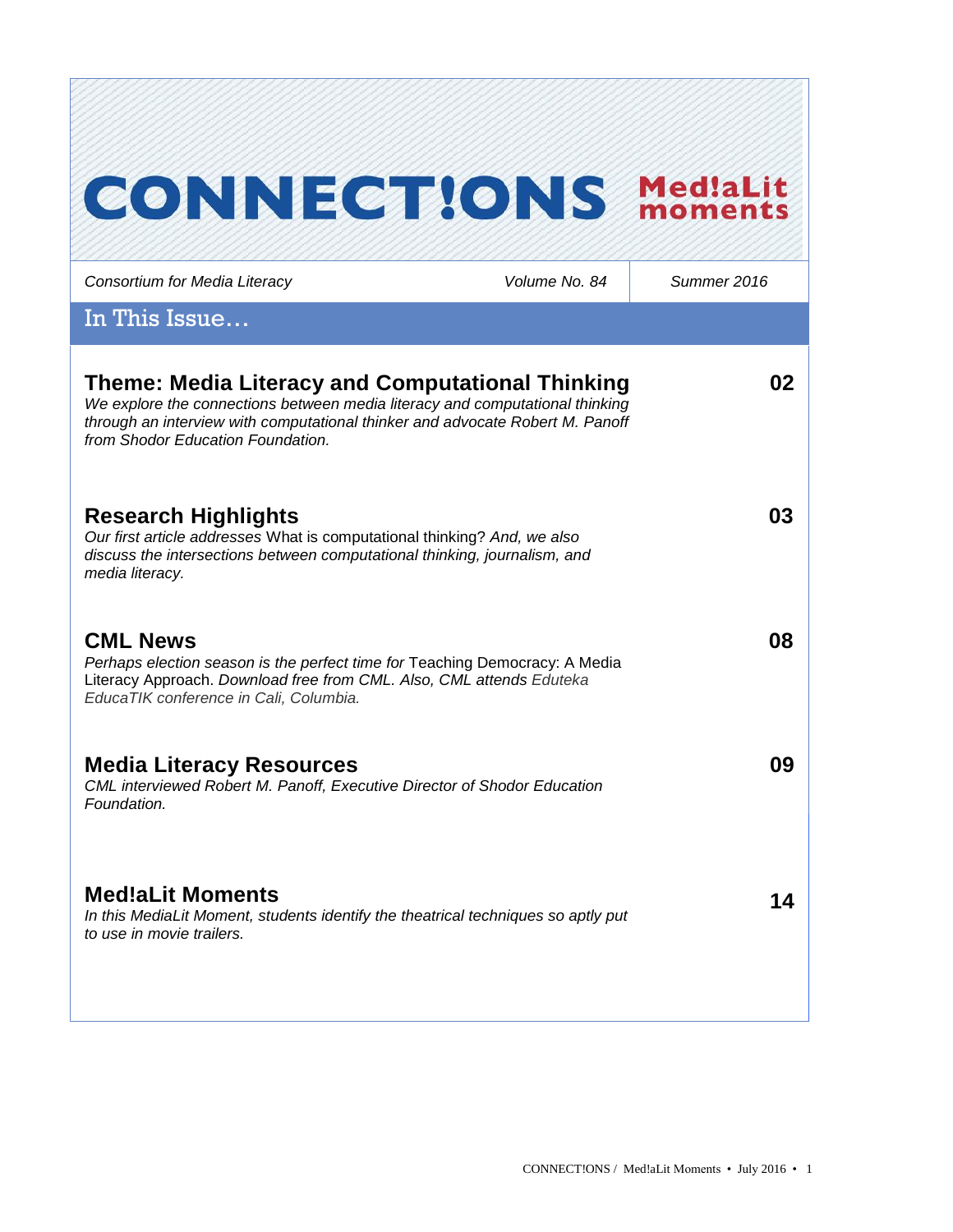# CONNECT!ONS Med!aLit moments

*Consortium for Media Literacy* | *Volume No. 84* | *Summer 2016*

## In This Issue…

### Theme: Media Literacy and Computational Thinking — 02

*We explore the connections between media literacy and computational thinking through an interview with computational thinker and advocate Robert M. Panoff from Shodor Education Foundation.*

### Research Highlights — 03

*Our first article addresses* What is computational thinking? *And, we also discuss the intersections between computational thinking, journalism, and media literacy.*

### CML News — 08

*Perhaps election season is the perfect time for* Teaching Democracy: A Media Literacy Approach. *Download free from CML. Also, CML attends* Eduteka EducaTIK *conference in Cali, Columbia.*

### Media Literacy Resources — 09

*CML interviewed Robert M. Panoff, Executive Director of Shodor Education Foundation.*

### Med!aLit Moments — 14

*In this MediaLit Moment, students identify the theatrical techniques so aptly put to use in movie trailers.*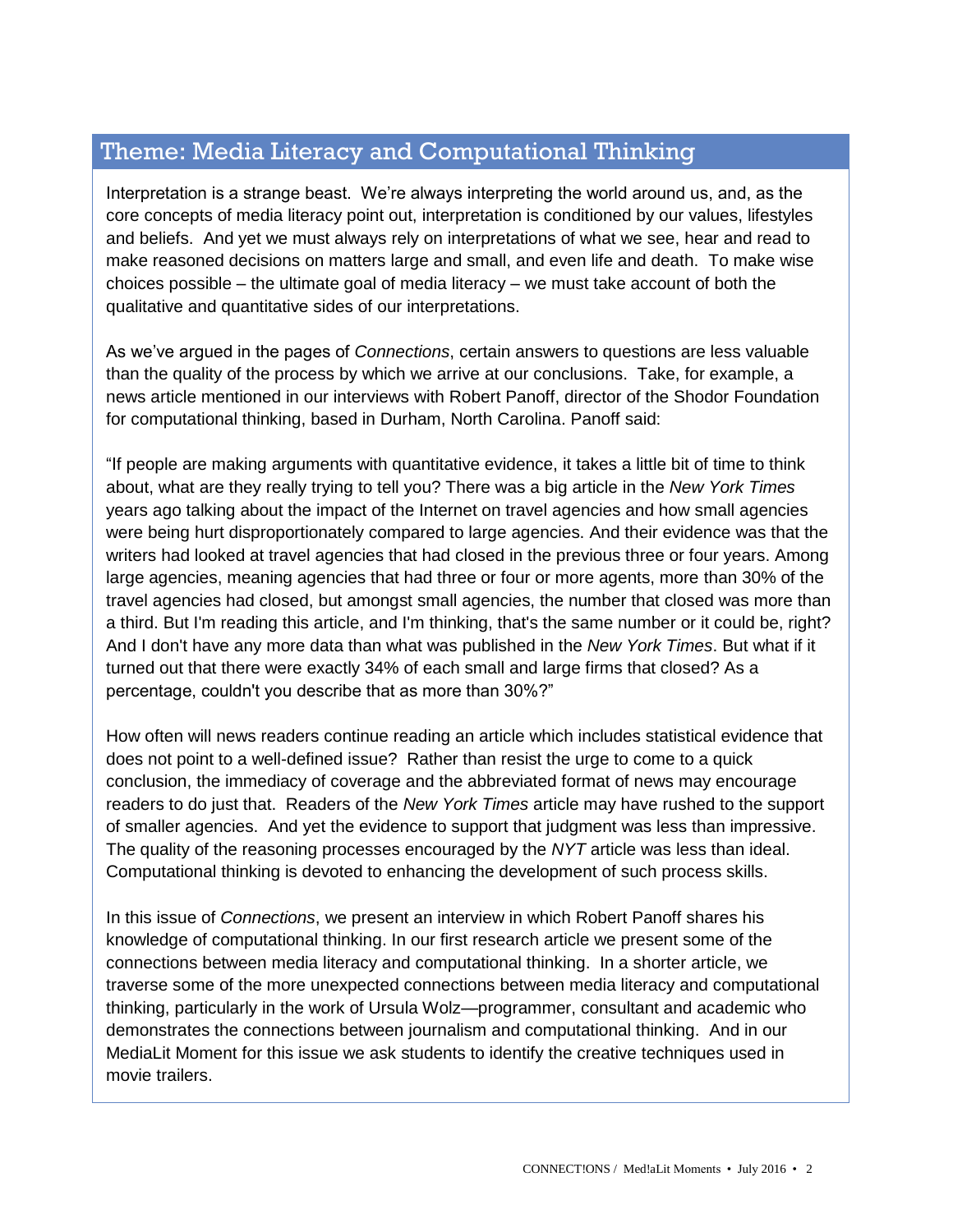## Theme: Media Literacy and Computational Thinking

Interpretation is a strange beast. We're always interpreting the world around us, and, as the core concepts of media literacy point out, interpretation is conditioned by our values, lifestyles and beliefs. And yet we must always rely on interpretations of what we see, hear and read to make reasoned decisions on matters large and small, and even life and death. To make wise choices possible – the ultimate goal of media literacy – we must take account of both the qualitative and quantitative sides of our interpretations.

As we've argued in the pages of *Connections*, certain answers to questions are less valuable than the quality of the process by which we arrive at our conclusions. Take, for example, a news article mentioned in our interviews with Robert Panoff, director of the Shodor Foundation for computational thinking, based in Durham, North Carolina. Panoff said:

"If people are making arguments with quantitative evidence, it takes a little bit of time to think about, what are they really trying to tell you? There was a big article in the *New York Times* years ago talking about the impact of the Internet on travel agencies and how small agencies were being hurt disproportionately compared to large agencies. And their evidence was that the writers had looked at travel agencies that had closed in the previous three or four years. Among large agencies, meaning agencies that had three or four or more agents, more than 30% of the travel agencies had closed, but amongst small agencies, the number that closed was more than a third. But I'm reading this article, and I'm thinking, that's the same number or it could be, right? And I don't have any more data than what was published in the *New York Times*. But what if it turned out that there were exactly 34% of each small and large firms that closed? As a percentage, couldn't you describe that as more than 30%?"

How often will news readers continue reading an article which includes statistical evidence that does not point to a well-defined issue? Rather than resist the urge to come to a quick conclusion, the immediacy of coverage and the abbreviated format of news may encourage readers to do just that. Readers of the *New York Times* article may have rushed to the support of smaller agencies. And yet the evidence to support that judgment was less than impressive. The quality of the reasoning processes encouraged by the *NYT* article was less than ideal. Computational thinking is devoted to enhancing the development of such process skills.

In this issue of *Connections*, we present an interview in which Robert Panoff shares his knowledge of computational thinking. In our first research article we present some of the connections between media literacy and computational thinking. In a shorter article, we traverse some of the more unexpected connections between media literacy and computational thinking, particularly in the work of Ursula Wolz—programmer, consultant and academic who demonstrates the connections between journalism and computational thinking. And in our MediaLit Moment for this issue we ask students to identify the creative techniques used in movie trailers.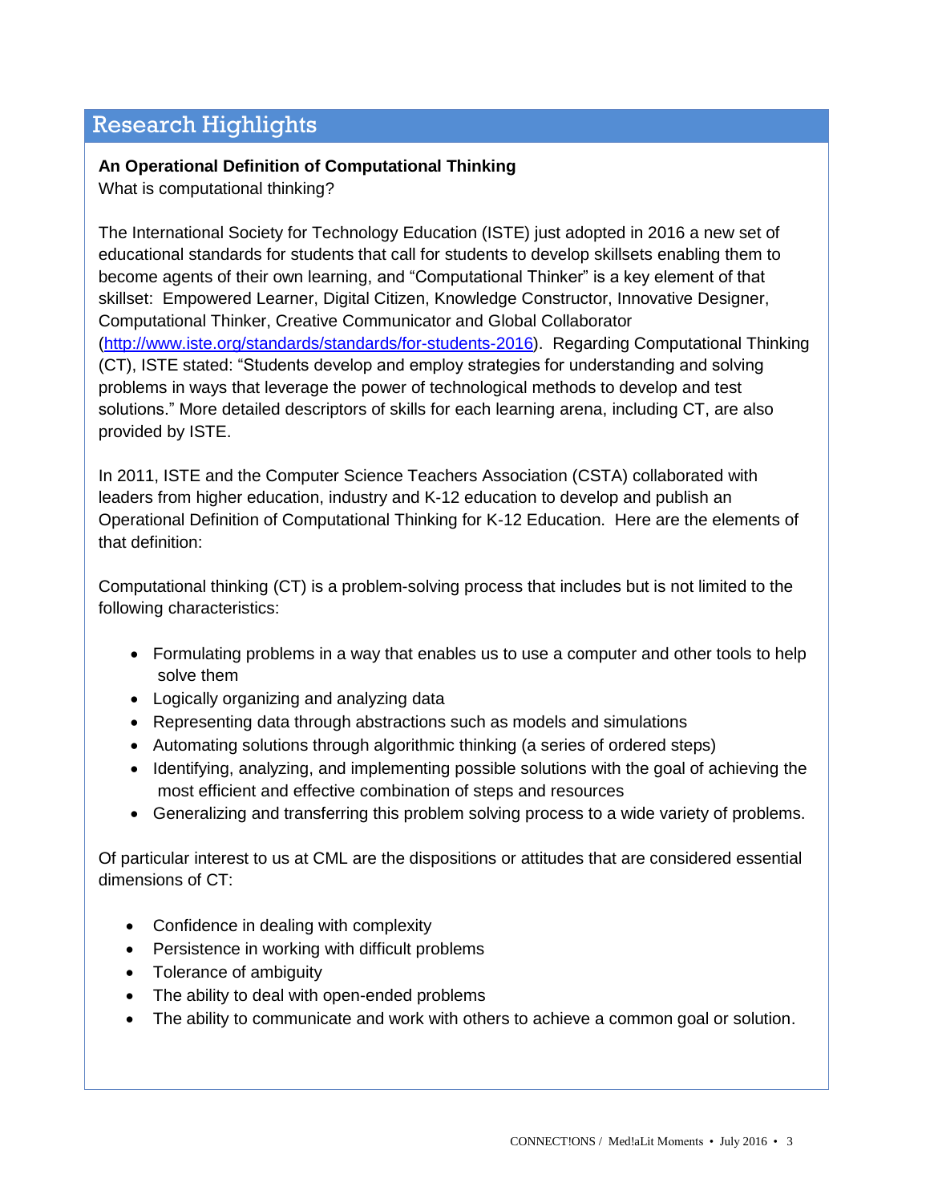## Research Highlights

**An Operational Definition of Computational Thinking**

What is computational thinking?

The International Society for Technology Education (ISTE) just adopted in 2016 a new set of educational standards for students that call for students to develop skillsets enabling them to become agents of their own learning, and "Computational Thinker" is a key element of that skillset: Empowered Learner, Digital Citizen, Knowledge Constructor, Innovative Designer, Computational Thinker, Creative Communicator and Global Collaborator (http://www.iste.org/standards/standards/for-students-2016). Regarding Computational Thinking (CT), ISTE stated: "Students develop and employ strategies for understanding and solving problems in ways that leverage the power of technological methods to develop and test solutions." More detailed descriptors of skills for each learning arena, including CT, are also provided by ISTE.

In 2011, ISTE and the Computer Science Teachers Association (CSTA) collaborated with leaders from higher education, industry and K-12 education to develop and publish an Operational Definition of Computational Thinking for K-12 Education. Here are the elements of that definition:

Computational thinking (CT) is a problem-solving process that includes but is not limited to the following characteristics:

- Formulating problems in a way that enables us to use a computer and other tools to help solve them
- Logically organizing and analyzing data
- Representing data through abstractions such as models and simulations
- Automating solutions through algorithmic thinking (a series of ordered steps)
- Identifying, analyzing, and implementing possible solutions with the goal of achieving the most efficient and effective combination of steps and resources
- Generalizing and transferring this problem solving process to a wide variety of problems.

Of particular interest to us at CML are the dispositions or attitudes that are considered essential dimensions of CT:

- Confidence in dealing with complexity
- Persistence in working with difficult problems
- Tolerance of ambiguity
- The ability to deal with open-ended problems
- The ability to communicate and work with others to achieve a common goal or solution.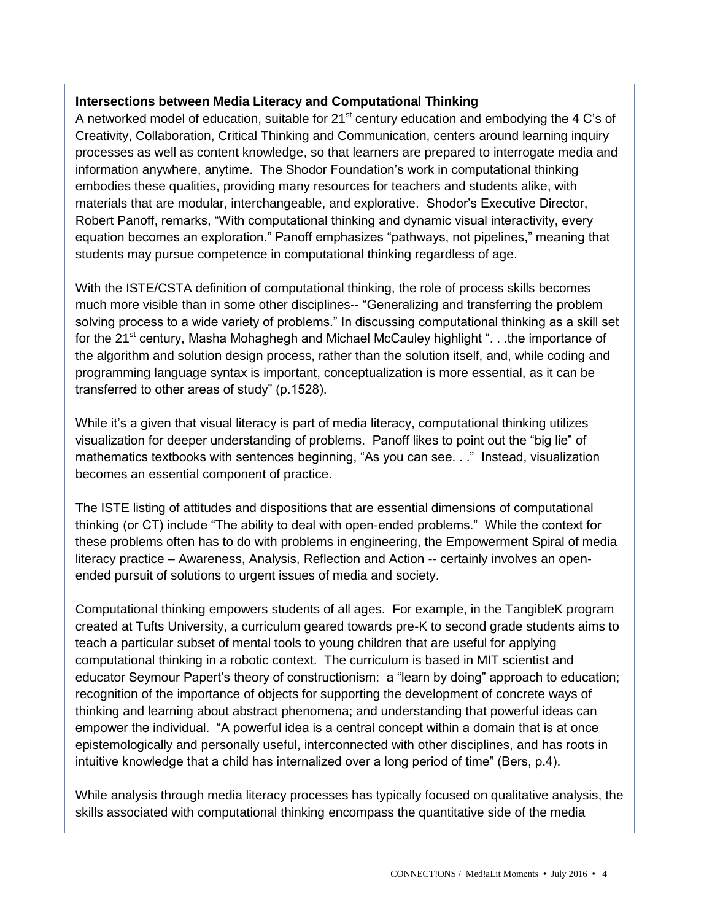**Intersections between Media Literacy and Computational Thinking**

A networked model of education, suitable for 21st century education and embodying the 4 C's of Creativity, Collaboration, Critical Thinking and Communication, centers around learning inquiry processes as well as content knowledge, so that learners are prepared to interrogate media and information anywhere, anytime. The Shodor Foundation's work in computational thinking embodies these qualities, providing many resources for teachers and students alike, with materials that are modular, interchangeable, and explorative. Shodor's Executive Director, Robert Panoff, remarks, "With computational thinking and dynamic visual interactivity, every equation becomes an exploration." Panoff emphasizes "pathways, not pipelines," meaning that students may pursue competence in computational thinking regardless of age.

With the ISTE/CSTA definition of computational thinking, the role of process skills becomes much more visible than in some other disciplines-- "Generalizing and transferring the problem solving process to a wide variety of problems." In discussing computational thinking as a skill set for the 21st century, Masha Mohaghegh and Michael McCauley highlight ". . .the importance of the algorithm and solution design process, rather than the solution itself, and, while coding and programming language syntax is important, conceptualization is more essential, as it can be transferred to other areas of study" (p.1528).

While it's a given that visual literacy is part of media literacy, computational thinking utilizes visualization for deeper understanding of problems. Panoff likes to point out the "big lie" of mathematics textbooks with sentences beginning, "As you can see. . ." Instead, visualization becomes an essential component of practice.

The ISTE listing of attitudes and dispositions that are essential dimensions of computational thinking (or CT) include "The ability to deal with open-ended problems." While the context for these problems often has to do with problems in engineering, the Empowerment Spiral of media literacy practice – Awareness, Analysis, Reflection and Action -- certainly involves an open-ended pursuit of solutions to urgent issues of media and society.

Computational thinking empowers students of all ages. For example, in the TangibleK program created at Tufts University, a curriculum geared towards pre-K to second grade students aims to teach a particular subset of mental tools to young children that are useful for applying computational thinking in a robotic context. The curriculum is based in MIT scientist and educator Seymour Papert's theory of constructionism: a "learn by doing" approach to education; recognition of the importance of objects for supporting the development of concrete ways of thinking and learning about abstract phenomena; and understanding that powerful ideas can empower the individual. "A powerful idea is a central concept within a domain that is at once epistemologically and personally useful, interconnected with other disciplines, and has roots in intuitive knowledge that a child has internalized over a long period of time" (Bers, p.4).

While analysis through media literacy processes has typically focused on qualitative analysis, the skills associated with computational thinking encompass the quantitative side of the media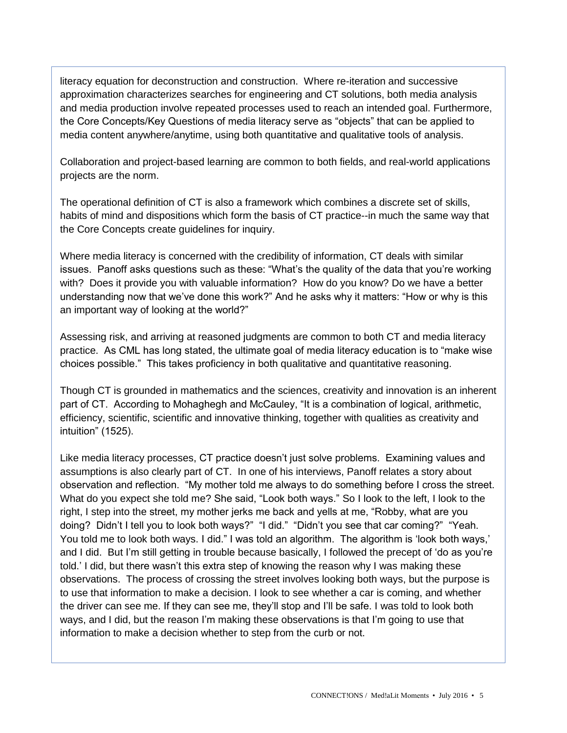literacy equation for deconstruction and construction. Where re-iteration and successive approximation characterizes searches for engineering and CT solutions, both media analysis and media production involve repeated processes used to reach an intended goal. Furthermore, the Core Concepts/Key Questions of media literacy serve as "objects" that can be applied to media content anywhere/anytime, using both quantitative and qualitative tools of analysis.

Collaboration and project-based learning are common to both fields, and real-world applications projects are the norm.

The operational definition of CT is also a framework which combines a discrete set of skills, habits of mind and dispositions which form the basis of CT practice--in much the same way that the Core Concepts create guidelines for inquiry.

Where media literacy is concerned with the credibility of information, CT deals with similar issues. Panoff asks questions such as these: "What's the quality of the data that you're working with? Does it provide you with valuable information? How do you know? Do we have a better understanding now that we've done this work?" And he asks why it matters: "How or why is this an important way of looking at the world?"

Assessing risk, and arriving at reasoned judgments are common to both CT and media literacy practice. As CML has long stated, the ultimate goal of media literacy education is to "make wise choices possible." This takes proficiency in both qualitative and quantitative reasoning.

Though CT is grounded in mathematics and the sciences, creativity and innovation is an inherent part of CT. According to Mohaghegh and McCauley, "It is a combination of logical, arithmetic, efficiency, scientific, scientific and innovative thinking, together with qualities as creativity and intuition" (1525).

Like media literacy processes, CT practice doesn't just solve problems. Examining values and assumptions is also clearly part of CT. In one of his interviews, Panoff relates a story about observation and reflection. "My mother told me always to do something before I cross the street. What do you expect she told me? She said, "Look both ways." So I look to the left, I look to the right, I step into the street, my mother jerks me back and yells at me, "Robby, what are you doing? Didn't I tell you to look both ways?" "I did." "Didn't you see that car coming?" "Yeah. You told me to look both ways. I did." I was told an algorithm. The algorithm is 'look both ways,' and I did. But I'm still getting in trouble because basically, I followed the precept of 'do as you're told.' I did, but there wasn't this extra step of knowing the reason why I was making these observations. The process of crossing the street involves looking both ways, but the purpose is to use that information to make a decision. I look to see whether a car is coming, and whether the driver can see me. If they can see me, they'll stop and I'll be safe. I was told to look both ways, and I did, but the reason I'm making these observations is that I'm going to use that information to make a decision whether to step from the curb or not.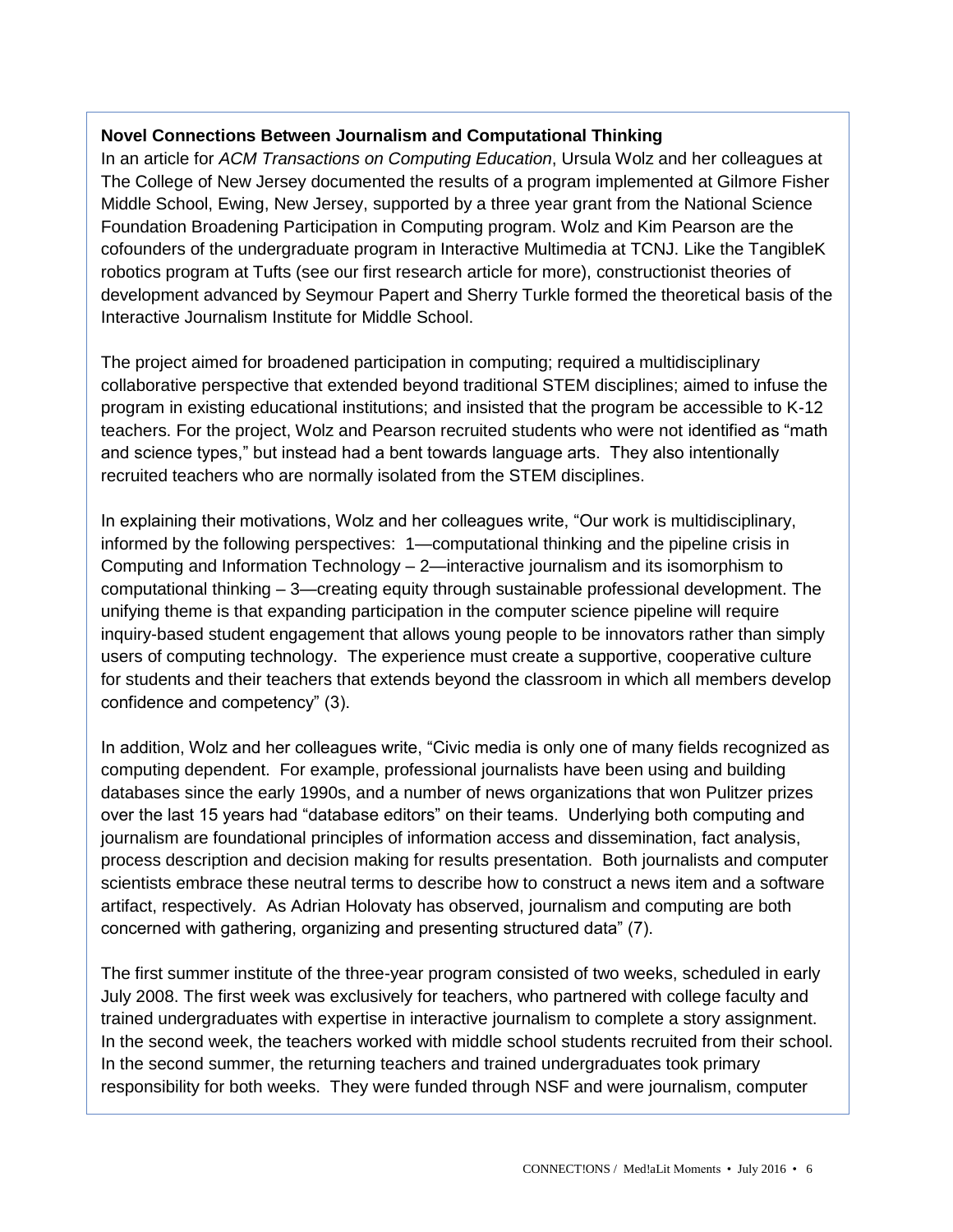**Novel Connections Between Journalism and Computational Thinking**

In an article for *ACM Transactions on Computing Education*, Ursula Wolz and her colleagues at The College of New Jersey documented the results of a program implemented at Gilmore Fisher Middle School, Ewing, New Jersey, supported by a three year grant from the National Science Foundation Broadening Participation in Computing program. Wolz and Kim Pearson are the cofounders of the undergraduate program in Interactive Multimedia at TCNJ. Like the TangibleK robotics program at Tufts (see our first research article for more), constructionist theories of development advanced by Seymour Papert and Sherry Turkle formed the theoretical basis of the Interactive Journalism Institute for Middle School.

The project aimed for broadened participation in computing; required a multidisciplinary collaborative perspective that extended beyond traditional STEM disciplines; aimed to infuse the program in existing educational institutions; and insisted that the program be accessible to K-12 teachers. For the project, Wolz and Pearson recruited students who were not identified as "math and science types," but instead had a bent towards language arts. They also intentionally recruited teachers who are normally isolated from the STEM disciplines.

In explaining their motivations, Wolz and her colleagues write, "Our work is multidisciplinary, informed by the following perspectives: 1—computational thinking and the pipeline crisis in Computing and Information Technology – 2—interactive journalism and its isomorphism to computational thinking – 3—creating equity through sustainable professional development. The unifying theme is that expanding participation in the computer science pipeline will require inquiry-based student engagement that allows young people to be innovators rather than simply users of computing technology. The experience must create a supportive, cooperative culture for students and their teachers that extends beyond the classroom in which all members develop confidence and competency" (3).

In addition, Wolz and her colleagues write, "Civic media is only one of many fields recognized as computing dependent. For example, professional journalists have been using and building databases since the early 1990s, and a number of news organizations that won Pulitzer prizes over the last 15 years had "database editors" on their teams. Underlying both computing and journalism are foundational principles of information access and dissemination, fact analysis, process description and decision making for results presentation. Both journalists and computer scientists embrace these neutral terms to describe how to construct a news item and a software artifact, respectively. As Adrian Holovaty has observed, journalism and computing are both concerned with gathering, organizing and presenting structured data" (7).

The first summer institute of the three-year program consisted of two weeks, scheduled in early July 2008. The first week was exclusively for teachers, who partnered with college faculty and trained undergraduates with expertise in interactive journalism to complete a story assignment. In the second week, the teachers worked with middle school students recruited from their school. In the second summer, the returning teachers and trained undergraduates took primary responsibility for both weeks. They were funded through NSF and were journalism, computer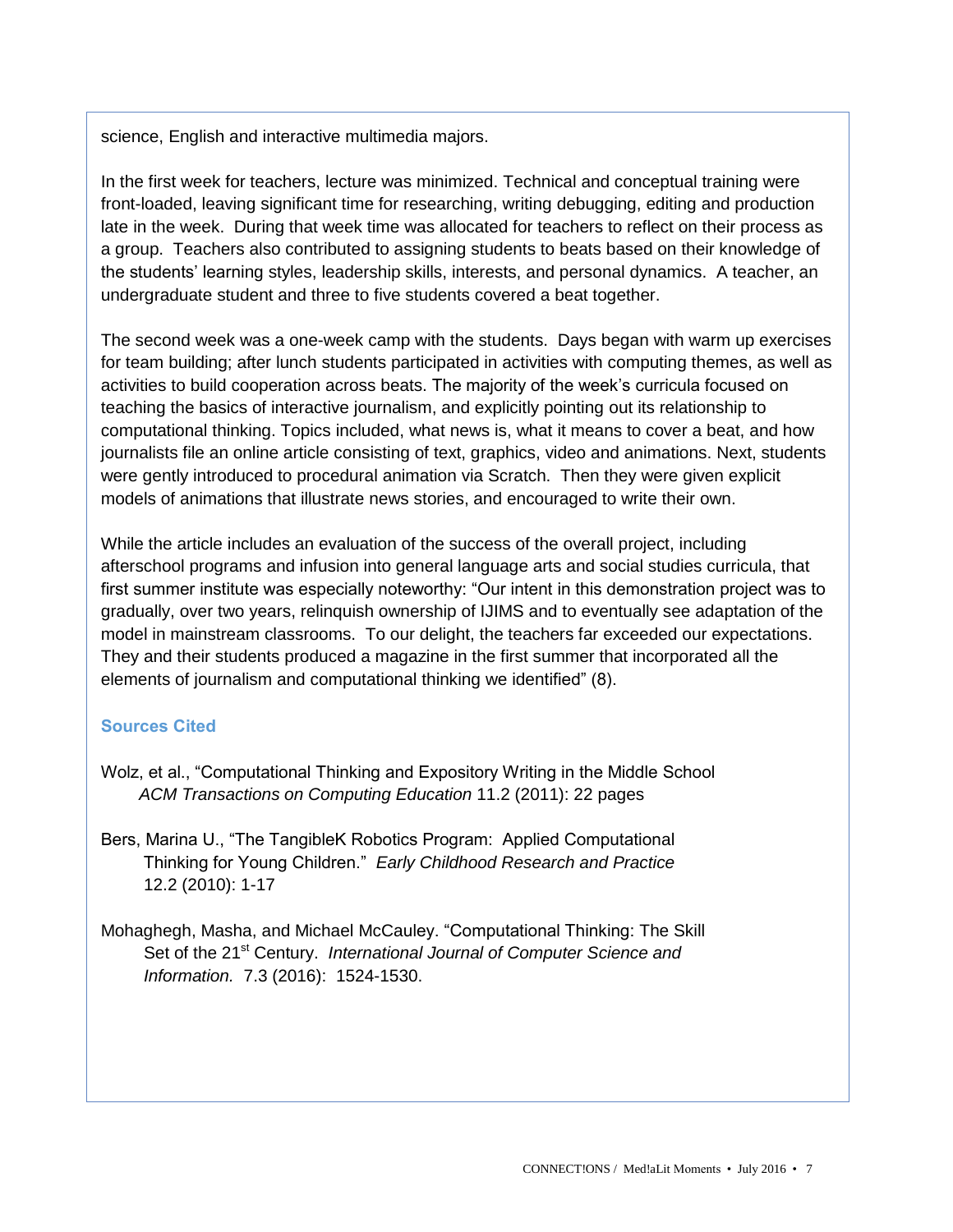science, English and interactive multimedia majors.

In the first week for teachers, lecture was minimized. Technical and conceptual training were front-loaded, leaving significant time for researching, writing debugging, editing and production late in the week. During that week time was allocated for teachers to reflect on their process as a group. Teachers also contributed to assigning students to beats based on their knowledge of the students' learning styles, leadership skills, interests, and personal dynamics. A teacher, an undergraduate student and three to five students covered a beat together.

The second week was a one-week camp with the students. Days began with warm up exercises for team building; after lunch students participated in activities with computing themes, as well as activities to build cooperation across beats. The majority of the week's curricula focused on teaching the basics of interactive journalism, and explicitly pointing out its relationship to computational thinking. Topics included, what news is, what it means to cover a beat, and how journalists file an online article consisting of text, graphics, video and animations. Next, students were gently introduced to procedural animation via Scratch. Then they were given explicit models of animations that illustrate news stories, and encouraged to write their own.

While the article includes an evaluation of the success of the overall project, including afterschool programs and infusion into general language arts and social studies curricula, that first summer institute was especially noteworthy: "Our intent in this demonstration project was to gradually, over two years, relinquish ownership of IJIMS and to eventually see adaptation of the model in mainstream classrooms. To our delight, the teachers far exceeded our expectations. They and their students produced a magazine in the first summer that incorporated all the elements of journalism and computational thinking we identified" (8).

### Sources Cited

Wolz, et al., "Computational Thinking and Expository Writing in the Middle School *ACM Transactions on Computing Education* 11.2 (2011): 22 pages

Bers, Marina U., "The TangibleK Robotics Program: Applied Computational Thinking for Young Children." *Early Childhood Research and Practice* 12.2 (2010): 1-17

Mohaghegh, Masha, and Michael McCauley. "Computational Thinking: The Skill Set of the 21st Century. *International Journal of Computer Science and Information.* 7.3 (2016): 1524-1530.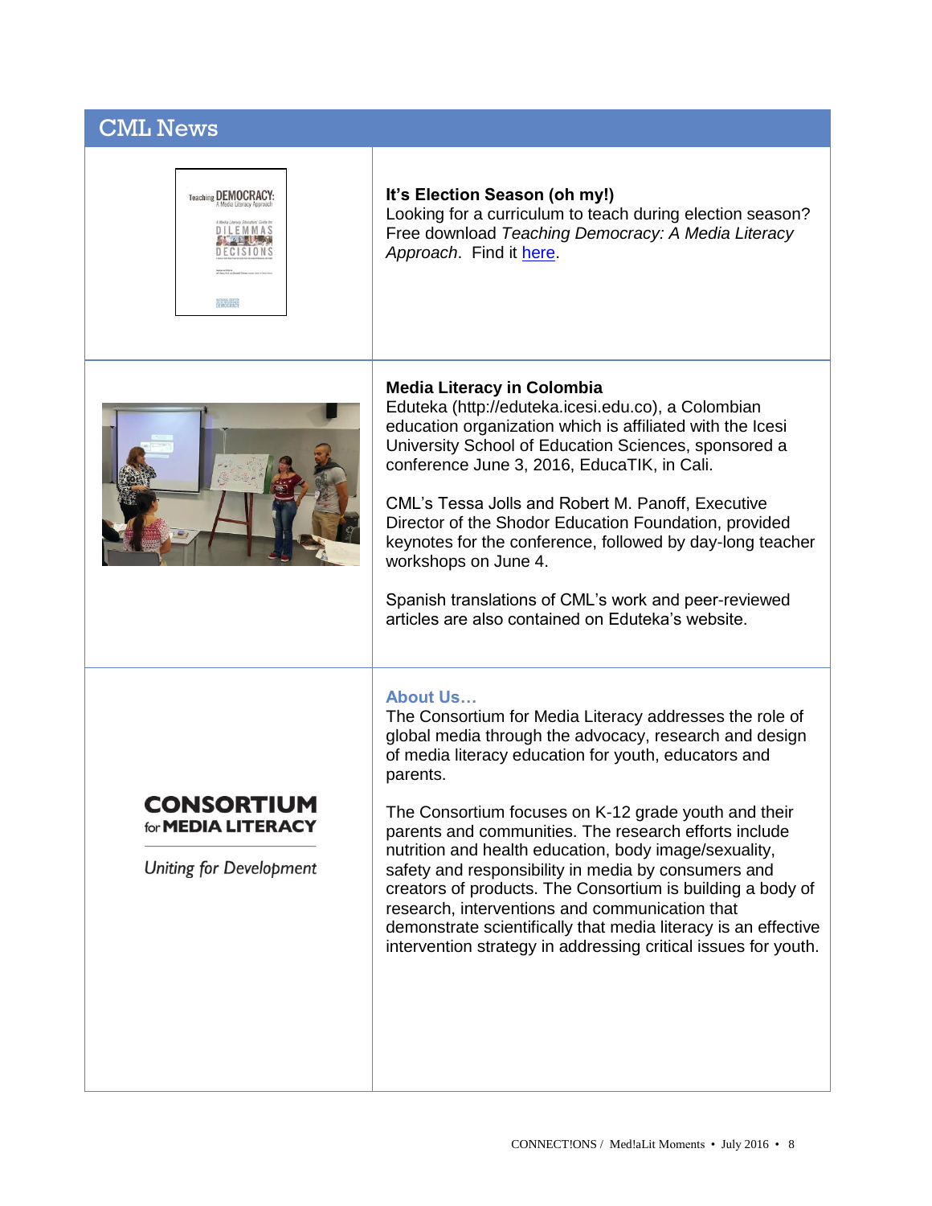## CML News

### It's Election Season (oh my!)

Looking for a curriculum to teach during election season? Free download *Teaching Democracy: A Media Literacy Approach*. Find it here.

### Media Literacy in Colombia

Eduteka (http://eduteka.icesi.edu.co), a Colombian education organization which is affiliated with the Icesi University School of Education Sciences, sponsored a conference June 3, 2016, EducaTIK, in Cali.

CML's Tessa Jolls and Robert M. Panoff, Executive Director of the Shodor Education Foundation, provided keynotes for the conference, followed by day-long teacher workshops on June 4.

Spanish translations of CML's work and peer-reviewed articles are also contained on Eduteka's website.

### About Us…

The Consortium for Media Literacy addresses the role of global media through the advocacy, research and design of media literacy education for youth, educators and parents.

The Consortium focuses on K-12 grade youth and their parents and communities. The research efforts include nutrition and health education, body image/sexuality, safety and responsibility in media by consumers and creators of products. The Consortium is building a body of research, interventions and communication that demonstrate scientifically that media literacy is an effective intervention strategy in addressing critical issues for youth.

**CONSORTIUM for MEDIA LITERACY**

*Uniting for Development*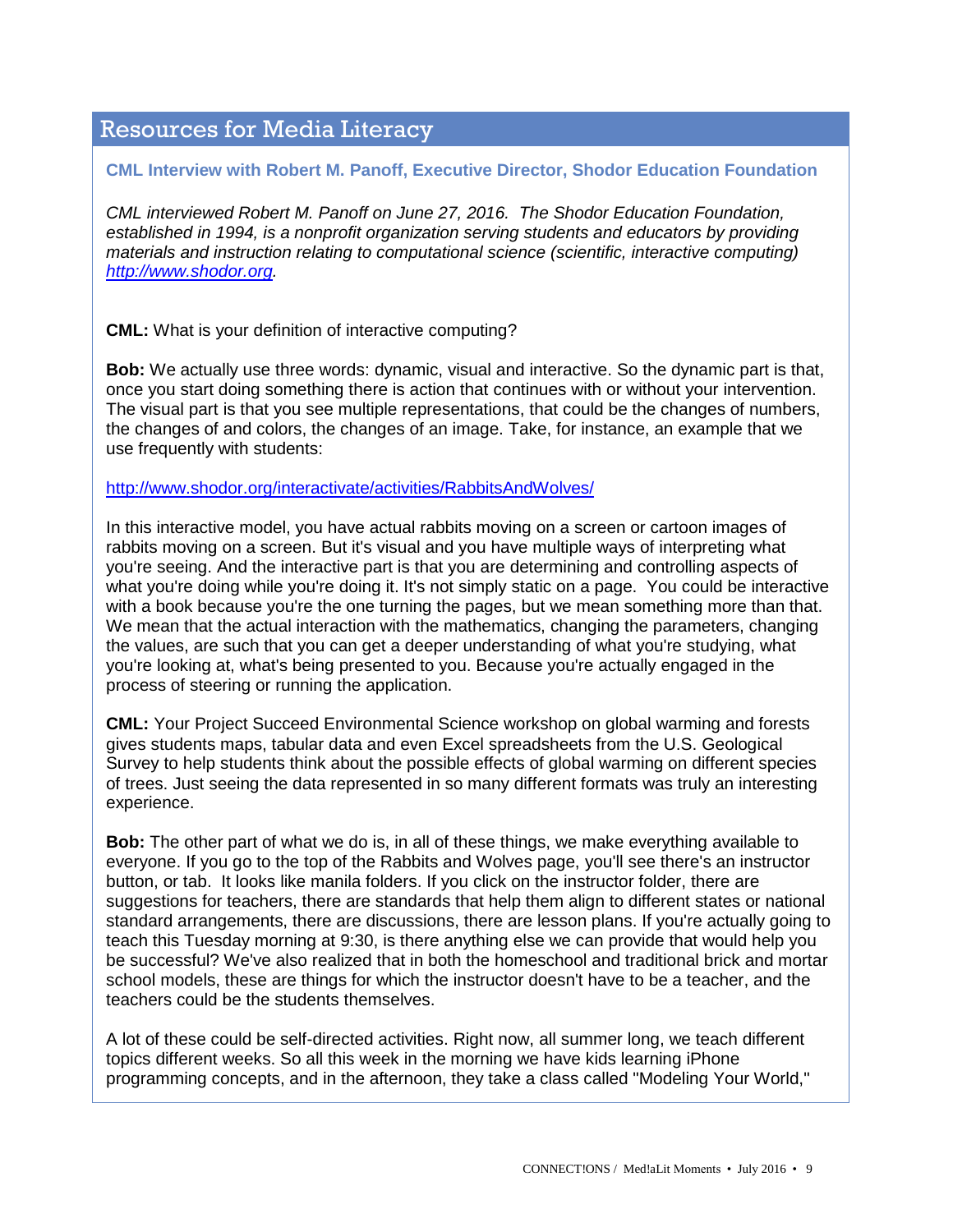## Resources for Media Literacy

### CML Interview with Robert M. Panoff, Executive Director, Shodor Education Foundation

*CML interviewed Robert M. Panoff on June 27, 2016. The Shodor Education Foundation, established in 1994, is a nonprofit organization serving students and educators by providing materials and instruction relating to computational science (scientific, interactive computing) [http://www.shodor.org](http://www.shodor.org).*

**CML:** What is your definition of interactive computing?

**Bob:** We actually use three words: dynamic, visual and interactive. So the dynamic part is that, once you start doing something there is action that continues with or without your intervention. The visual part is that you see multiple representations, that could be the changes of numbers, the changes of and colors, the changes of an image. Take, for instance, an example that we use frequently with students:

[http://www.shodor.org/interactivate/activities/RabbitsAndWolves/](http://www.shodor.org/interactivate/activities/RabbitsAndWolves/)

In this interactive model, you have actual rabbits moving on a screen or cartoon images of rabbits moving on a screen. But it's visual and you have multiple ways of interpreting what you're seeing. And the interactive part is that you are determining and controlling aspects of what you're doing while you're doing it. It's not simply static on a page. You could be interactive with a book because you're the one turning the pages, but we mean something more than that. We mean that the actual interaction with the mathematics, changing the parameters, changing the values, are such that you can get a deeper understanding of what you're studying, what you're looking at, what's being presented to you. Because you're actually engaged in the process of steering or running the application.

**CML:** Your Project Succeed Environmental Science workshop on global warming and forests gives students maps, tabular data and even Excel spreadsheets from the U.S. Geological Survey to help students think about the possible effects of global warming on different species of trees. Just seeing the data represented in so many different formats was truly an interesting experience.

**Bob:** The other part of what we do is, in all of these things, we make everything available to everyone. If you go to the top of the Rabbits and Wolves page, you'll see there's an instructor button, or tab. It looks like manila folders. If you click on the instructor folder, there are suggestions for teachers, there are standards that help them align to different states or national standard arrangements, there are discussions, there are lesson plans. If you're actually going to teach this Tuesday morning at 9:30, is there anything else we can provide that would help you be successful? We've also realized that in both the homeschool and traditional brick and mortar school models, these are things for which the instructor doesn't have to be a teacher, and the teachers could be the students themselves.

A lot of these could be self-directed activities. Right now, all summer long, we teach different topics different weeks. So all this week in the morning we have kids learning iPhone programming concepts, and in the afternoon, they take a class called "Modeling Your World,"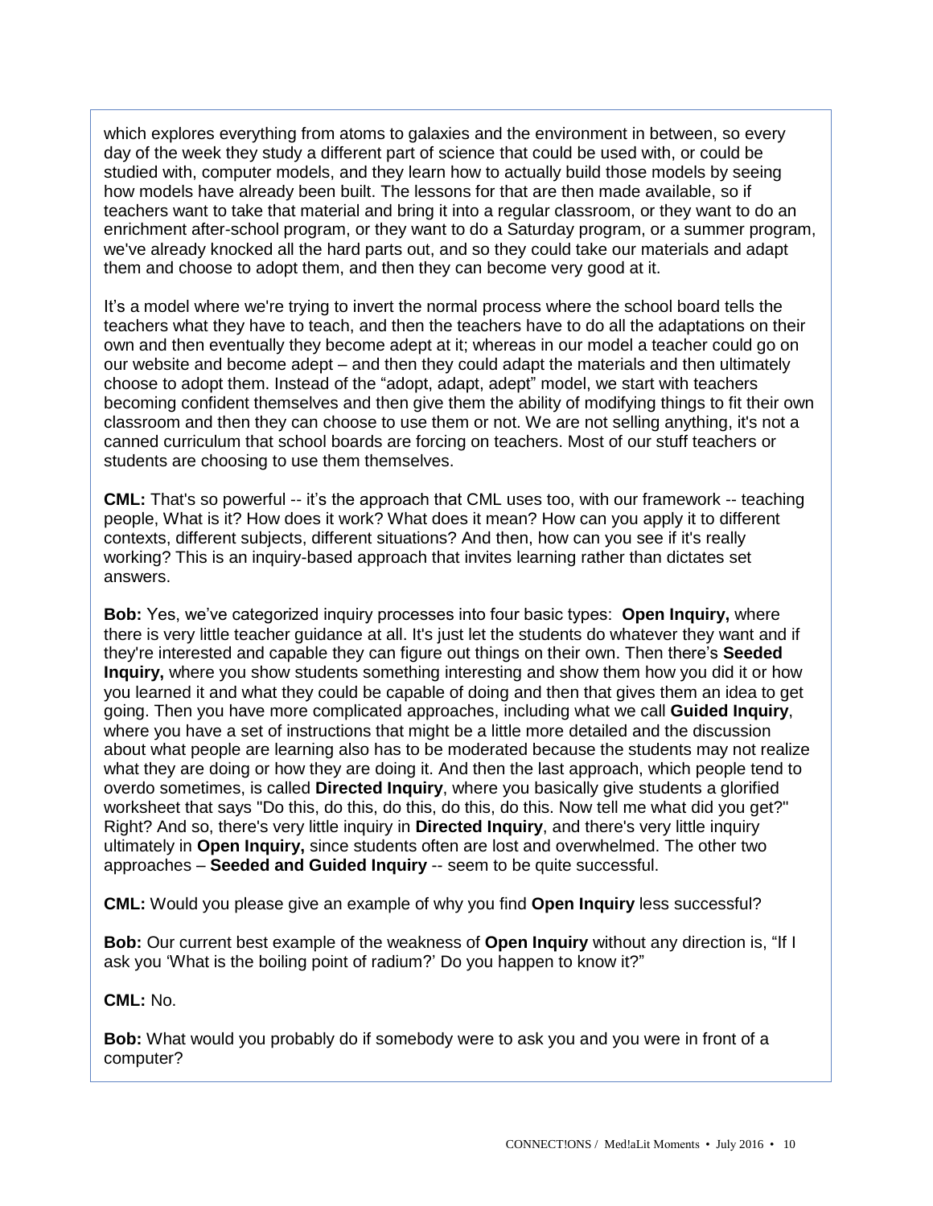which explores everything from atoms to galaxies and the environment in between, so every day of the week they study a different part of science that could be used with, or could be studied with, computer models, and they learn how to actually build those models by seeing how models have already been built. The lessons for that are then made available, so if teachers want to take that material and bring it into a regular classroom, or they want to do an enrichment after-school program, or they want to do a Saturday program, or a summer program, we've already knocked all the hard parts out, and so they could take our materials and adapt them and choose to adopt them, and then they can become very good at it.

It's a model where we're trying to invert the normal process where the school board tells the teachers what they have to teach, and then the teachers have to do all the adaptations on their own and then eventually they become adept at it; whereas in our model a teacher could go on our website and become adept – and then they could adapt the materials and then ultimately choose to adopt them. Instead of the "adopt, adapt, adept" model, we start with teachers becoming confident themselves and then give them the ability of modifying things to fit their own classroom and then they can choose to use them or not. We are not selling anything, it's not a canned curriculum that school boards are forcing on teachers. Most of our stuff teachers or students are choosing to use them themselves.

**CML:** That's so powerful -- it's the approach that CML uses too, with our framework -- teaching people, What is it? How does it work? What does it mean? How can you apply it to different contexts, different subjects, different situations? And then, how can you see if it's really working? This is an inquiry-based approach that invites learning rather than dictates set answers.

**Bob:** Yes, we've categorized inquiry processes into four basic types: **Open Inquiry,** where there is very little teacher guidance at all. It's just let the students do whatever they want and if they're interested and capable they can figure out things on their own. Then there's **Seeded Inquiry,** where you show students something interesting and show them how you did it or how you learned it and what they could be capable of doing and then that gives them an idea to get going. Then you have more complicated approaches, including what we call **Guided Inquiry**, where you have a set of instructions that might be a little more detailed and the discussion about what people are learning also has to be moderated because the students may not realize what they are doing or how they are doing it. And then the last approach, which people tend to overdo sometimes, is called **Directed Inquiry**, where you basically give students a glorified worksheet that says "Do this, do this, do this, do this, do this. Now tell me what did you get?" Right? And so, there's very little inquiry in **Directed Inquiry**, and there's very little inquiry ultimately in **Open Inquiry,** since students often are lost and overwhelmed. The other two approaches – **Seeded and Guided Inquiry** -- seem to be quite successful.

**CML:** Would you please give an example of why you find **Open Inquiry** less successful?

**Bob:** Our current best example of the weakness of **Open Inquiry** without any direction is, "If I ask you 'What is the boiling point of radium?' Do you happen to know it?"

**CML:** No.

**Bob:** What would you probably do if somebody were to ask you and you were in front of a computer?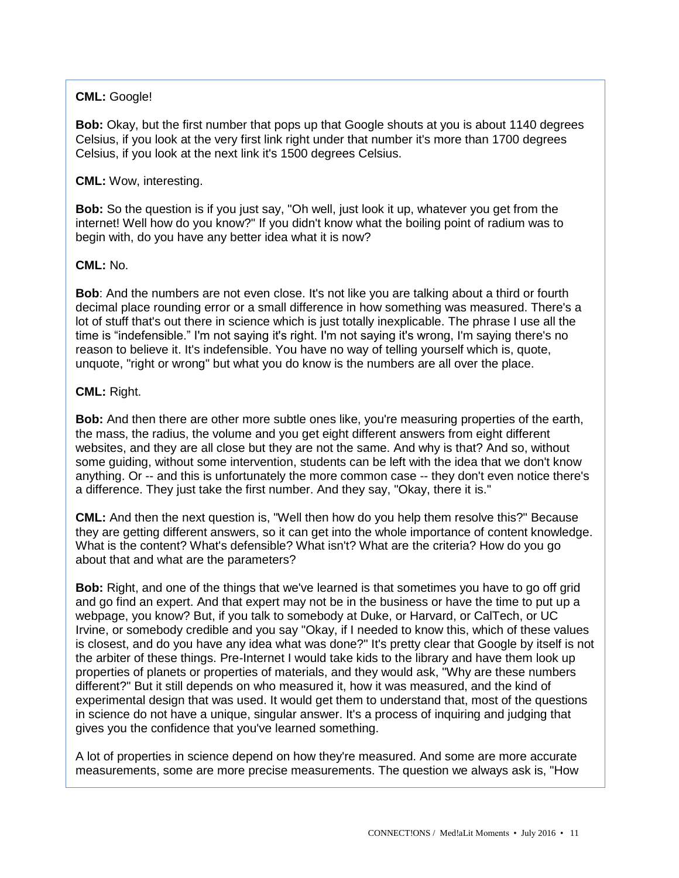**CML:** Google!

**Bob:** Okay, but the first number that pops up that Google shouts at you is about 1140 degrees Celsius, if you look at the very first link right under that number it's more than 1700 degrees Celsius, if you look at the next link it's 1500 degrees Celsius.

**CML:** Wow, interesting.

**Bob:** So the question is if you just say, "Oh well, just look it up, whatever you get from the internet! Well how do you know?" If you didn't know what the boiling point of radium was to begin with, do you have any better idea what it is now?

**CML:** No.

**Bob**: And the numbers are not even close. It's not like you are talking about a third or fourth decimal place rounding error or a small difference in how something was measured. There's a lot of stuff that's out there in science which is just totally inexplicable. The phrase I use all the time is "indefensible." I'm not saying it's right. I'm not saying it's wrong, I'm saying there's no reason to believe it. It's indefensible. You have no way of telling yourself which is, quote, unquote, "right or wrong" but what you do know is the numbers are all over the place.

**CML:** Right.

**Bob:** And then there are other more subtle ones like, you're measuring properties of the earth, the mass, the radius, the volume and you get eight different answers from eight different websites, and they are all close but they are not the same. And why is that? And so, without some guiding, without some intervention, students can be left with the idea that we don't know anything. Or -- and this is unfortunately the more common case -- they don't even notice there's a difference. They just take the first number. And they say, "Okay, there it is."

**CML:** And then the next question is, "Well then how do you help them resolve this?" Because they are getting different answers, so it can get into the whole importance of content knowledge. What is the content? What's defensible? What isn't? What are the criteria? How do you go about that and what are the parameters?

**Bob:** Right, and one of the things that we've learned is that sometimes you have to go off grid and go find an expert. And that expert may not be in the business or have the time to put up a webpage, you know? But, if you talk to somebody at Duke, or Harvard, or CalTech, or UC Irvine, or somebody credible and you say "Okay, if I needed to know this, which of these values is closest, and do you have any idea what was done?" It's pretty clear that Google by itself is not the arbiter of these things. Pre-Internet I would take kids to the library and have them look up properties of planets or properties of materials, and they would ask, "Why are these numbers different?" But it still depends on who measured it, how it was measured, and the kind of experimental design that was used. It would get them to understand that, most of the questions in science do not have a unique, singular answer. It's a process of inquiring and judging that gives you the confidence that you've learned something.

A lot of properties in science depend on how they're measured. And some are more accurate measurements, some are more precise measurements. The question we always ask is, "How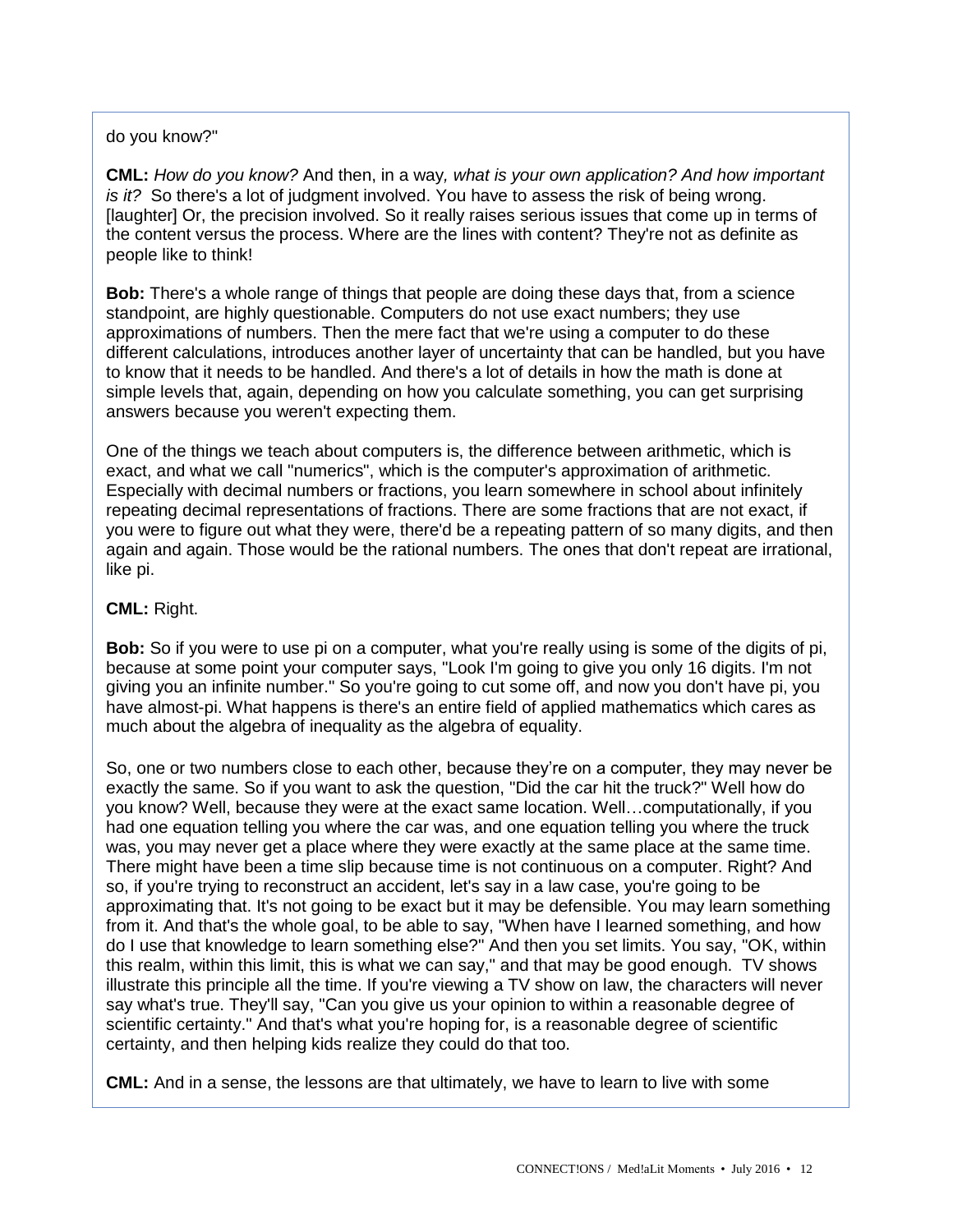do you know?"

**CML:** *How do you know?* And then, in a way*, what is your own application? And how important is it?* So there's a lot of judgment involved. You have to assess the risk of being wrong. [laughter] Or, the precision involved. So it really raises serious issues that come up in terms of the content versus the process. Where are the lines with content? They're not as definite as people like to think!

**Bob:** There's a whole range of things that people are doing these days that, from a science standpoint, are highly questionable. Computers do not use exact numbers; they use approximations of numbers. Then the mere fact that we're using a computer to do these different calculations, introduces another layer of uncertainty that can be handled, but you have to know that it needs to be handled. And there's a lot of details in how the math is done at simple levels that, again, depending on how you calculate something, you can get surprising answers because you weren't expecting them.

One of the things we teach about computers is, the difference between arithmetic, which is exact, and what we call "numerics", which is the computer's approximation of arithmetic. Especially with decimal numbers or fractions, you learn somewhere in school about infinitely repeating decimal representations of fractions. There are some fractions that are not exact, if you were to figure out what they were, there'd be a repeating pattern of so many digits, and then again and again. Those would be the rational numbers. The ones that don't repeat are irrational, like pi.

**CML:** Right.

**Bob:** So if you were to use pi on a computer, what you're really using is some of the digits of pi, because at some point your computer says, "Look I'm going to give you only 16 digits. I'm not giving you an infinite number." So you're going to cut some off, and now you don't have pi, you have almost-pi. What happens is there's an entire field of applied mathematics which cares as much about the algebra of inequality as the algebra of equality.

So, one or two numbers close to each other, because they're on a computer, they may never be exactly the same. So if you want to ask the question, "Did the car hit the truck?" Well how do you know? Well, because they were at the exact same location. Well…computationally, if you had one equation telling you where the car was, and one equation telling you where the truck was, you may never get a place where they were exactly at the same place at the same time. There might have been a time slip because time is not continuous on a computer. Right? And so, if you're trying to reconstruct an accident, let's say in a law case, you're going to be approximating that. It's not going to be exact but it may be defensible. You may learn something from it. And that's the whole goal, to be able to say, "When have I learned something, and how do I use that knowledge to learn something else?" And then you set limits. You say, "OK, within this realm, within this limit, this is what we can say," and that may be good enough. TV shows illustrate this principle all the time. If you're viewing a TV show on law, the characters will never say what's true. They'll say, "Can you give us your opinion to within a reasonable degree of scientific certainty." And that's what you're hoping for, is a reasonable degree of scientific certainty, and then helping kids realize they could do that too.

**CML:** And in a sense, the lessons are that ultimately, we have to learn to live with some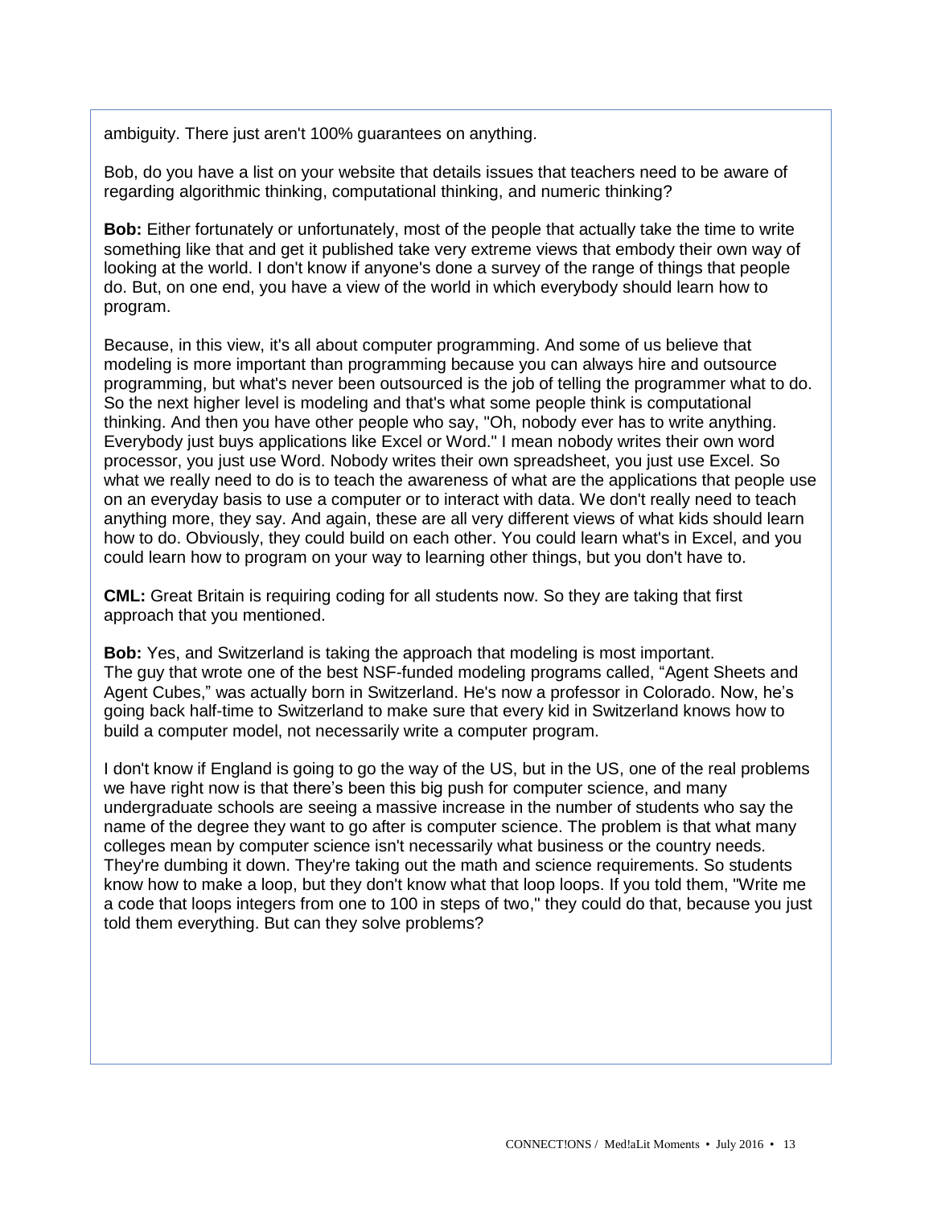ambiguity. There just aren't 100% guarantees on anything.

Bob, do you have a list on your website that details issues that teachers need to be aware of regarding algorithmic thinking, computational thinking, and numeric thinking?

**Bob:** Either fortunately or unfortunately, most of the people that actually take the time to write something like that and get it published take very extreme views that embody their own way of looking at the world. I don't know if anyone's done a survey of the range of things that people do. But, on one end, you have a view of the world in which everybody should learn how to program.

Because, in this view, it's all about computer programming. And some of us believe that modeling is more important than programming because you can always hire and outsource programming, but what's never been outsourced is the job of telling the programmer what to do. So the next higher level is modeling and that's what some people think is computational thinking. And then you have other people who say, "Oh, nobody ever has to write anything. Everybody just buys applications like Excel or Word." I mean nobody writes their own word processor, you just use Word. Nobody writes their own spreadsheet, you just use Excel. So what we really need to do is to teach the awareness of what are the applications that people use on an everyday basis to use a computer or to interact with data. We don't really need to teach anything more, they say. And again, these are all very different views of what kids should learn how to do. Obviously, they could build on each other. You could learn what's in Excel, and you could learn how to program on your way to learning other things, but you don't have to.

**CML:** Great Britain is requiring coding for all students now. So they are taking that first approach that you mentioned.

**Bob:** Yes, and Switzerland is taking the approach that modeling is most important. The guy that wrote one of the best NSF-funded modeling programs called, "Agent Sheets and Agent Cubes," was actually born in Switzerland. He's now a professor in Colorado. Now, he's going back half-time to Switzerland to make sure that every kid in Switzerland knows how to build a computer model, not necessarily write a computer program.

I don't know if England is going to go the way of the US, but in the US, one of the real problems we have right now is that there's been this big push for computer science, and many undergraduate schools are seeing a massive increase in the number of students who say the name of the degree they want to go after is computer science. The problem is that what many colleges mean by computer science isn't necessarily what business or the country needs. They're dumbing it down. They're taking out the math and science requirements. So students know how to make a loop, but they don't know what that loop loops. If you told them, "Write me a code that loops integers from one to 100 in steps of two," they could do that, because you just told them everything. But can they solve problems?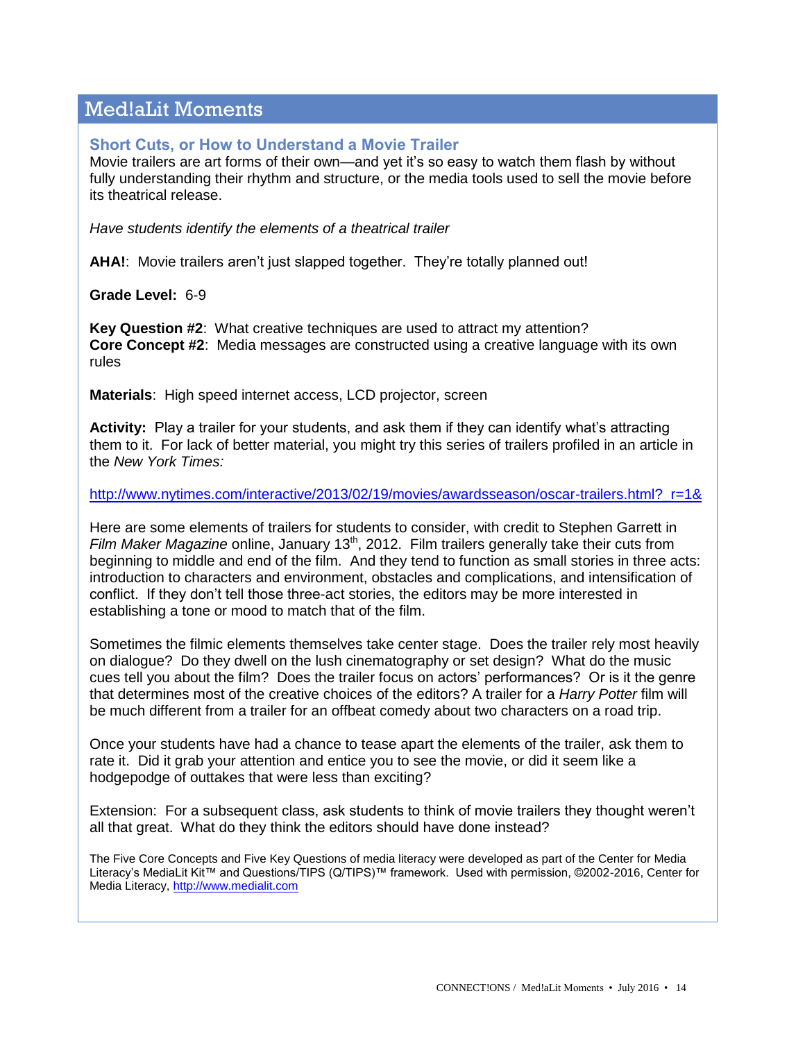# Med!aLit Moments

## Short Cuts, or How to Understand a Movie Trailer

Movie trailers are art forms of their own—and yet it's so easy to watch them flash by without fully understanding their rhythm and structure, or the media tools used to sell the movie before its theatrical release.

*Have students identify the elements of a theatrical trailer*

**AHA!**: Movie trailers aren't just slapped together. They're totally planned out!

**Grade Level:** 6-9

**Key Question #2**: What creative techniques are used to attract my attention?
**Core Concept #2**: Media messages are constructed using a creative language with its own rules

**Materials**: High speed internet access, LCD projector, screen

**Activity:** Play a trailer for your students, and ask them if they can identify what's attracting them to it. For lack of better material, you might try this series of trailers profiled in an article in the *New York Times:*

http://www.nytimes.com/interactive/2013/02/19/movies/awardsseason/oscar-trailers.html?_r=1&

Here are some elements of trailers for students to consider, with credit to Stephen Garrett in *Film Maker Magazine* online, January 13th, 2012. Film trailers generally take their cuts from beginning to middle and end of the film. And they tend to function as small stories in three acts: introduction to characters and environment, obstacles and complications, and intensification of conflict. If they don't tell those three-act stories, the editors may be more interested in establishing a tone or mood to match that of the film.

Sometimes the filmic elements themselves take center stage. Does the trailer rely most heavily on dialogue? Do they dwell on the lush cinematography or set design? What do the music cues tell you about the film? Does the trailer focus on actors' performances? Or is it the genre that determines most of the creative choices of the editors? A trailer for a *Harry Potter* film will be much different from a trailer for an offbeat comedy about two characters on a road trip.

Once your students have had a chance to tease apart the elements of the trailer, ask them to rate it. Did it grab your attention and entice you to see the movie, or did it seem like a hodgepodge of outtakes that were less than exciting?

Extension: For a subsequent class, ask students to think of movie trailers they thought weren't all that great. What do they think the editors should have done instead?

The Five Core Concepts and Five Key Questions of media literacy were developed as part of the Center for Media Literacy's MediaLit Kit™ and Questions/TIPS (Q/TIPS)™ framework. Used with permission, ©2002-2016, Center for Media Literacy, http://www.medialit.com